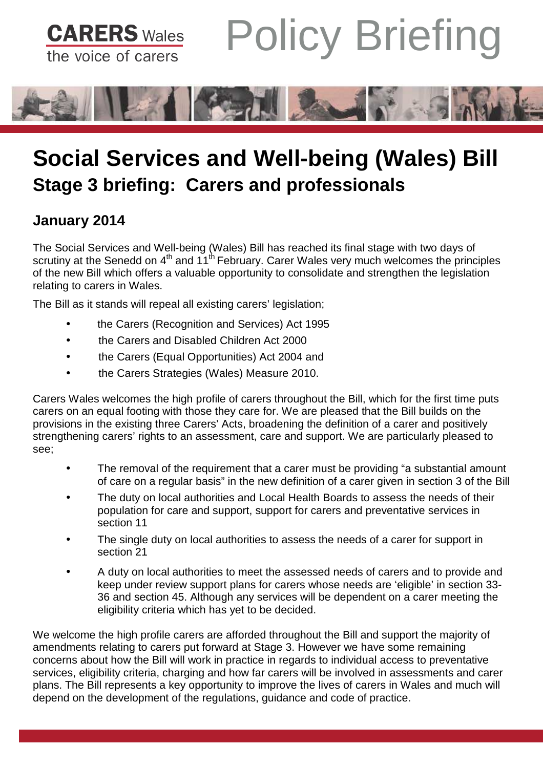CARERS Wales
the voice of carers

Policy Briefing

# Social Services and Well-being (Wales) Bill

## Stage 3 briefing: Carers and professionals

### January 2014

The Social Services and Well-being (Wales) Bill has reached its final stage with two days of scrutiny at the Senedd on 4th and 11th February. Carer Wales very much welcomes the principles of the new Bill which offers a valuable opportunity to consolidate and strengthen the legislation relating to carers in Wales.

The Bill as it stands will repeal all existing carers' legislation;

- the Carers (Recognition and Services) Act 1995
- the Carers and Disabled Children Act 2000
- the Carers (Equal Opportunities) Act 2004 and
- the Carers Strategies (Wales) Measure 2010.

Carers Wales welcomes the high profile of carers throughout the Bill, which for the first time puts carers on an equal footing with those they care for. We are pleased that the Bill builds on the provisions in the existing three Carers' Acts, broadening the definition of a carer and positively strengthening carers' rights to an assessment, care and support. We are particularly pleased to see;

- The removal of the requirement that a carer must be providing "a substantial amount of care on a regular basis" in the new definition of a carer given in section 3 of the Bill
- The duty on local authorities and Local Health Boards to assess the needs of their population for care and support, support for carers and preventative services in section 11
- The single duty on local authorities to assess the needs of a carer for support in section 21
- A duty on local authorities to meet the assessed needs of carers and to provide and keep under review support plans for carers whose needs are 'eligible' in section 33-36 and section 45. Although any services will be dependent on a carer meeting the eligibility criteria which has yet to be decided.

We welcome the high profile carers are afforded throughout the Bill and support the majority of amendments relating to carers put forward at Stage 3. However we have some remaining concerns about how the Bill will work in practice in regards to individual access to preventative services, eligibility criteria, charging and how far carers will be involved in assessments and carer plans. The Bill represents a key opportunity to improve the lives of carers in Wales and much will depend on the development of the regulations, guidance and code of practice.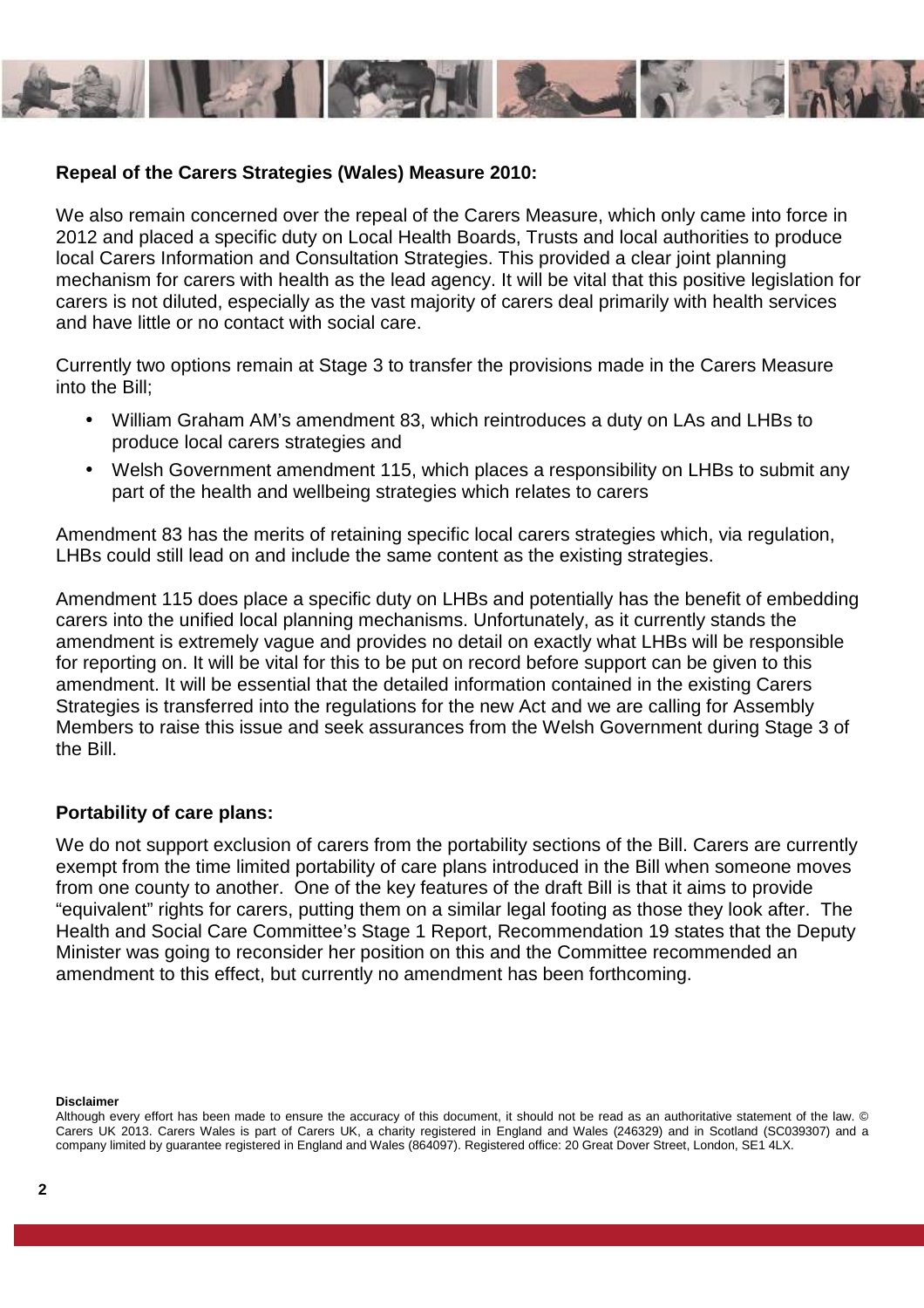**Repeal of the Carers Strategies (Wales) Measure 2010:**

We also remain concerned over the repeal of the Carers Measure, which only came into force in 2012 and placed a specific duty on Local Health Boards, Trusts and local authorities to produce local Carers Information and Consultation Strategies. This provided a clear joint planning mechanism for carers with health as the lead agency. It will be vital that this positive legislation for carers is not diluted, especially as the vast majority of carers deal primarily with health services and have little or no contact with social care.

Currently two options remain at Stage 3 to transfer the provisions made in the Carers Measure into the Bill;

- William Graham AM's amendment 83, which reintroduces a duty on LAs and LHBs to produce local carers strategies and
- Welsh Government amendment 115, which places a responsibility on LHBs to submit any part of the health and wellbeing strategies which relates to carers

Amendment 83 has the merits of retaining specific local carers strategies which, via regulation, LHBs could still lead on and include the same content as the existing strategies.

Amendment 115 does place a specific duty on LHBs and potentially has the benefit of embedding carers into the unified local planning mechanisms. Unfortunately, as it currently stands the amendment is extremely vague and provides no detail on exactly what LHBs will be responsible for reporting on. It will be vital for this to be put on record before support can be given to this amendment. It will be essential that the detailed information contained in the existing Carers Strategies is transferred into the regulations for the new Act and we are calling for Assembly Members to raise this issue and seek assurances from the Welsh Government during Stage 3 of the Bill.

**Portability of care plans:**

We do not support exclusion of carers from the portability sections of the Bill. Carers are currently exempt from the time limited portability of care plans introduced in the Bill when someone moves from one county to another. One of the key features of the draft Bill is that it aims to provide "equivalent" rights for carers, putting them on a similar legal footing as those they look after. The Health and Social Care Committee's Stage 1 Report, Recommendation 19 states that the Deputy Minister was going to reconsider her position on this and the Committee recommended an amendment to this effect, but currently no amendment has been forthcoming.

**Disclaimer**

Although every effort has been made to ensure the accuracy of this document, it should not be read as an authoritative statement of the law. © Carers UK 2013. Carers Wales is part of Carers UK, a charity registered in England and Wales (246329) and in Scotland (SC039307) and a company limited by guarantee registered in England and Wales (864097). Registered office: 20 Great Dover Street, London, SE1 4LX.